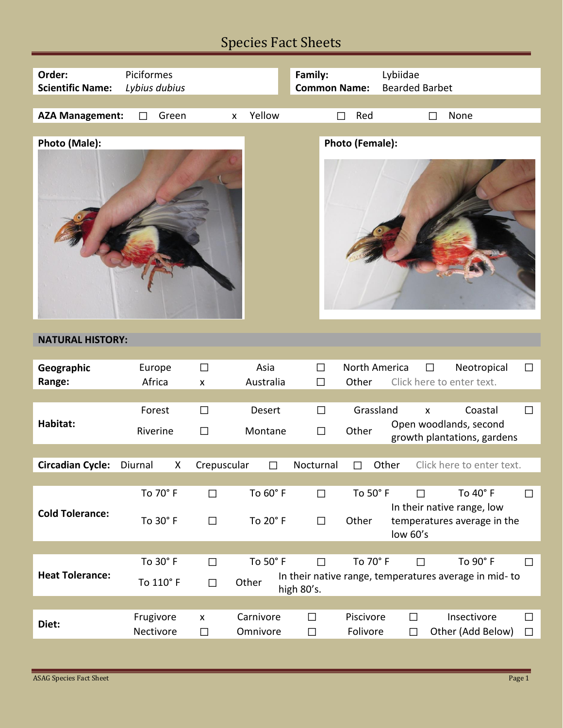# Species Fact Sheets

| | | | |
|---|---|---|---|
| **Order:** | Piciformes | **Family:** | Lybiidae |
| **Scientific Name:** | *Lybius dubius* | **Common Name:** | Bearded Barbet |

**AZA Management:** ☐ Green x Yellow ☐ Red ☐ None

**Photo (Male):**

**Photo (Female):**

## NATURAL HISTORY:

| | | | | | | | | |
|---|---|---|---|---|---|---|---|---|
| **Geographic Range:** | Europe | ☐ | Asia | ☐ | North America | ☐ | Neotropical | ☐ |
| | Africa | x | Australia | ☐ | Other | Click here to enter text. | | |

| | | | | | | | | |
|---|---|---|---|---|---|---|---|---|
| **Habitat:** | Forest | ☐ | Desert | ☐ | Grassland | x | Coastal | ☐ |
| | Riverine | ☐ | Montane | ☐ | Other | Open woodlands, second growth plantations, gardens | | |

| | | | | | | | | |
|---|---|---|---|---|---|---|---|---|
| **Circadian Cycle:** | Diurnal | X | Crepuscular | ☐ | Nocturnal | ☐ | Other | Click here to enter text. |

| | | | | | | | | |
|---|---|---|---|---|---|---|---|---|
| **Cold Tolerance:** | To 70° F | ☐ | To 60° F | ☐ | To 50° F | ☐ | To 40° F | ☐ |
| | To 30° F | ☐ | To 20° F | ☐ | Other | In their native range, low temperatures average in the low 60's | | |

| | | | | | | | | |
|---|---|---|---|---|---|---|---|---|
| **Heat Tolerance:** | To 30° F | ☐ | To 50° F | ☐ | To 70° F | ☐ | To 90° F | ☐ |
| | To 110° F | ☐ | Other | In their native range, temperatures average in mid- to high 80's. | | | | |

| | | | | | | | | |
|---|---|---|---|---|---|---|---|---|
| **Diet:** | Frugivore | x | Carnivore | ☐ | Piscivore | ☐ | Insectivore | ☐ |
| | Nectivore | ☐ | Omnivore | ☐ | Folivore | ☐ | Other (Add Below) | ☐ |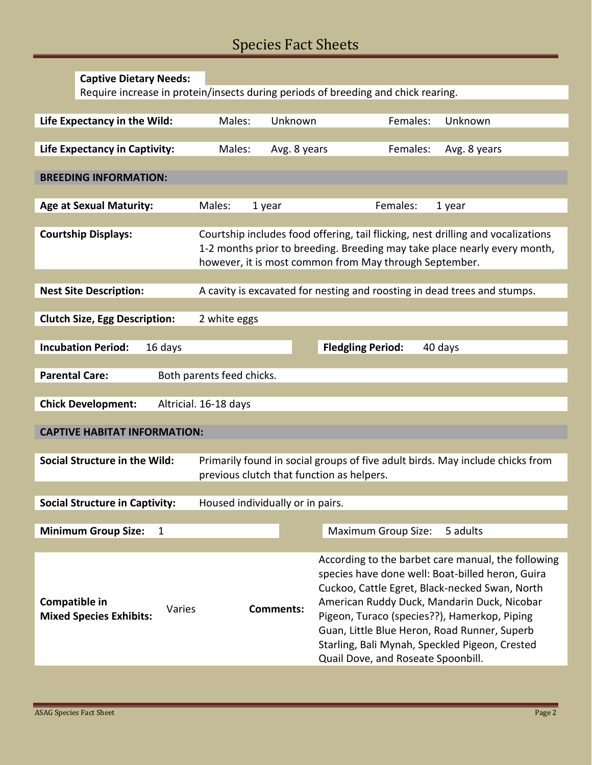# Species Fact Sheets

**Captive Dietary Needs:**
Require increase in protein/insects during periods of breeding and chick rearing.

| | | | | |
|---|---|---|---|---|
| **Life Expectancy in the Wild:** | Males: | Unknown | Females: | Unknown |
| **Life Expectancy in Captivity:** | Males: | Avg. 8 years | Females: | Avg. 8 years |

## BREEDING INFORMATION:

| | | | | |
|---|---|---|---|---|
| **Age at Sexual Maturity:** | Males: | 1 year | Females: | 1 year |

**Courtship Displays:** Courtship includes food offering, tail flicking, nest drilling and vocalizations 1-2 months prior to breeding. Breeding may take place nearly every month, however, it is most common from May through September.

**Nest Site Description:** A cavity is excavated for nesting and roosting in dead trees and stumps.

**Clutch Size, Egg Description:** 2 white eggs

| | | | |
|---|---|---|---|
| **Incubation Period:** | 16 days | **Fledgling Period:** | 40 days |

**Parental Care:** Both parents feed chicks.

**Chick Development:** Altricial. 16-18 days

## CAPTIVE HABITAT INFORMATION:

**Social Structure in the Wild:** Primarily found in social groups of five adult birds. May include chicks from previous clutch that function as helpers.

**Social Structure in Captivity:** Housed individually or in pairs.

| | | | |
|---|---|---|---|
| **Minimum Group Size:** | 1 | Maximum Group Size: | 5 adults |

| | | | |
|---|---|---|---|
| **Compatible in Mixed Species Exhibits:** | Varies | **Comments:** | According to the barbet care manual, the following species have done well: Boat-billed heron, Guira Cuckoo, Cattle Egret, Black-necked Swan, North American Ruddy Duck, Mandarin Duck, Nicobar Pigeon, Turaco (species??), Hamerkop, Piping Guan, Little Blue Heron, Road Runner, Superb Starling, Bali Mynah, Speckled Pigeon, Crested Quail Dove, and Roseate Spoonbill. |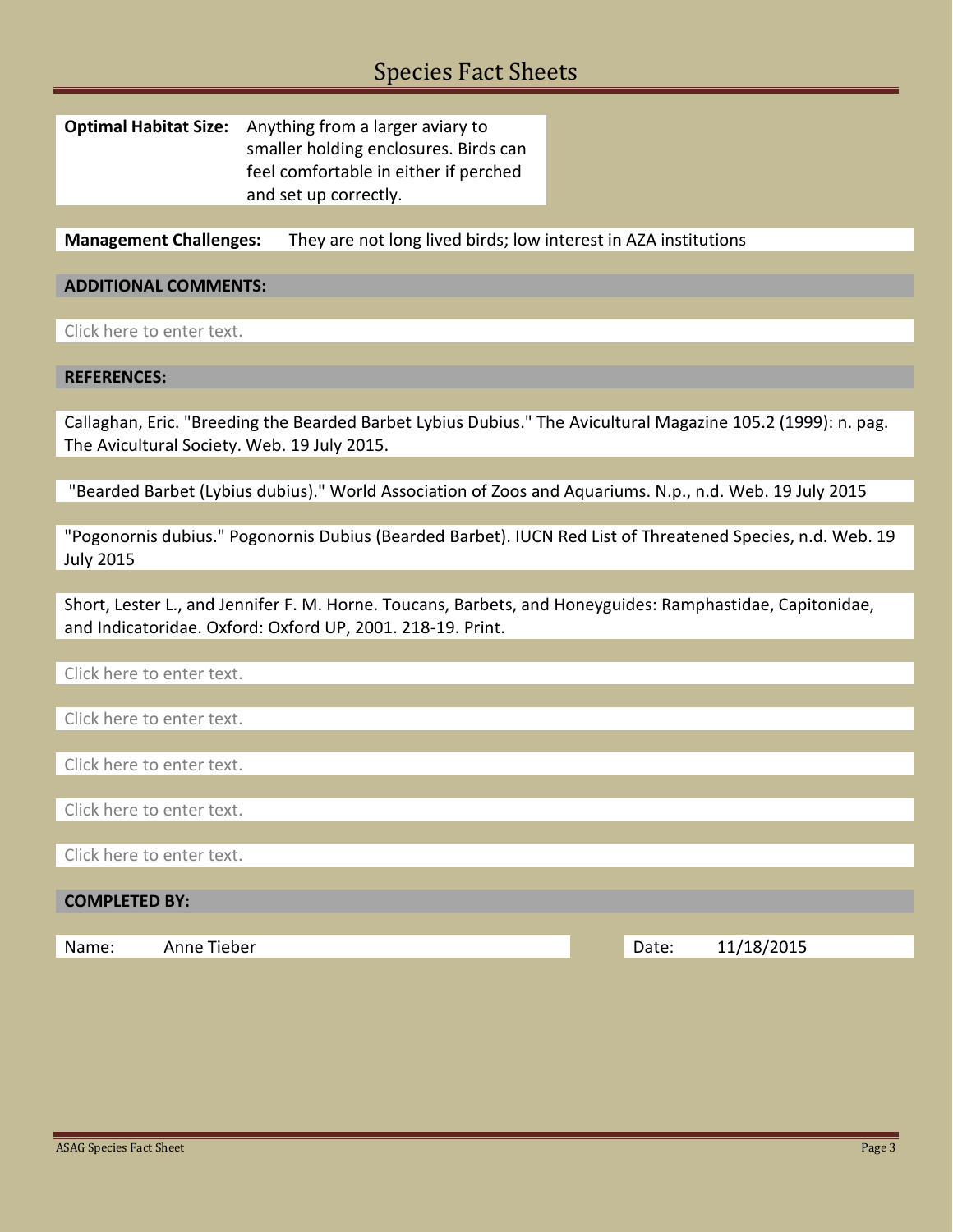**Optimal Habitat Size:** Anything from a larger aviary to smaller holding enclosures. Birds can feel comfortable in either if perched and set up correctly.

**Management Challenges:** They are not long lived birds; low interest in AZA institutions

## ADDITIONAL COMMENTS:

Click here to enter text.

## REFERENCES:

Callaghan, Eric. "Breeding the Bearded Barbet Lybius Dubius." The Avicultural Magazine 105.2 (1999): n. pag. The Avicultural Society. Web. 19 July 2015.

"Bearded Barbet (Lybius dubius)." World Association of Zoos and Aquariums. N.p., n.d. Web. 19 July 2015

"Pogonornis dubius." Pogonornis Dubius (Bearded Barbet). IUCN Red List of Threatened Species, n.d. Web. 19 July 2015

Short, Lester L., and Jennifer F. M. Horne. Toucans, Barbets, and Honeyguides: Ramphastidae, Capitonidae, and Indicatoridae. Oxford: Oxford UP, 2001. 218-19. Print.

Click here to enter text.

Click here to enter text.

Click here to enter text.

Click here to enter text.

Click here to enter text.

## COMPLETED BY:

Name: Anne Tieber

Date: 11/18/2015